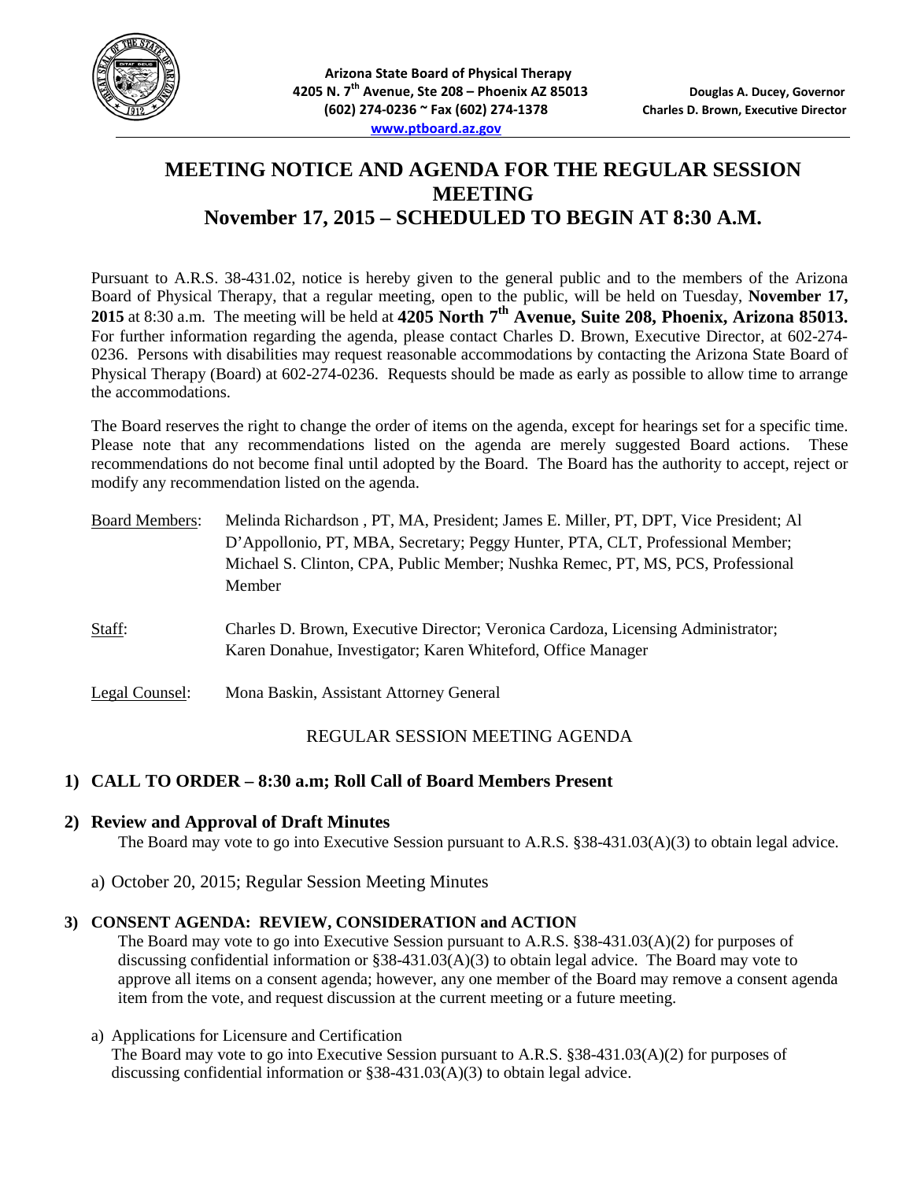**Arizona State Board of Physical Therapy**
**4205 N. 7th Avenue, Ste 208 – Phoenix AZ 85013**
**(602) 274-0236 ~ Fax (602) 274-1378**
**www.ptboard.az.gov**

**Douglas A. Ducey, Governor**
**Charles D. Brown, Executive Director**

# MEETING NOTICE AND AGENDA FOR THE REGULAR SESSION MEETING
# November 17, 2015 – SCHEDULED TO BEGIN AT 8:30 A.M.

Pursuant to A.R.S. 38-431.02, notice is hereby given to the general public and to the members of the Arizona Board of Physical Therapy, that a regular meeting, open to the public, will be held on Tuesday, **November 17, 2015** at 8:30 a.m. The meeting will be held at **4205 North 7th Avenue, Suite 208, Phoenix, Arizona 85013.** For further information regarding the agenda, please contact Charles D. Brown, Executive Director, at 602-274-0236. Persons with disabilities may request reasonable accommodations by contacting the Arizona State Board of Physical Therapy (Board) at 602-274-0236. Requests should be made as early as possible to allow time to arrange the accommodations.

The Board reserves the right to change the order of items on the agenda, except for hearings set for a specific time. Please note that any recommendations listed on the agenda are merely suggested Board actions. These recommendations do not become final until adopted by the Board. The Board has the authority to accept, reject or modify any recommendation listed on the agenda.

Board Members: Melinda Richardson , PT, MA, President; James E. Miller, PT, DPT, Vice President; Al D'Appollonio, PT, MBA, Secretary; Peggy Hunter, PTA, CLT, Professional Member; Michael S. Clinton, CPA, Public Member; Nushka Remec, PT, MS, PCS, Professional Member

Staff: Charles D. Brown, Executive Director; Veronica Cardoza, Licensing Administrator; Karen Donahue, Investigator; Karen Whiteford, Office Manager

Legal Counsel: Mona Baskin, Assistant Attorney General

REGULAR SESSION MEETING AGENDA

## 1) CALL TO ORDER – 8:30 a.m; Roll Call of Board Members Present

## 2) Review and Approval of Draft Minutes

The Board may vote to go into Executive Session pursuant to A.R.S. §38-431.03(A)(3) to obtain legal advice.

a) October 20, 2015; Regular Session Meeting Minutes

## 3) CONSENT AGENDA: REVIEW, CONSIDERATION and ACTION

The Board may vote to go into Executive Session pursuant to A.R.S. §38-431.03(A)(2) for purposes of discussing confidential information or §38-431.03(A)(3) to obtain legal advice. The Board may vote to approve all items on a consent agenda; however, any one member of the Board may remove a consent agenda item from the vote, and request discussion at the current meeting or a future meeting.

a) Applications for Licensure and Certification
The Board may vote to go into Executive Session pursuant to A.R.S. §38-431.03(A)(2) for purposes of discussing confidential information or §38-431.03(A)(3) to obtain legal advice.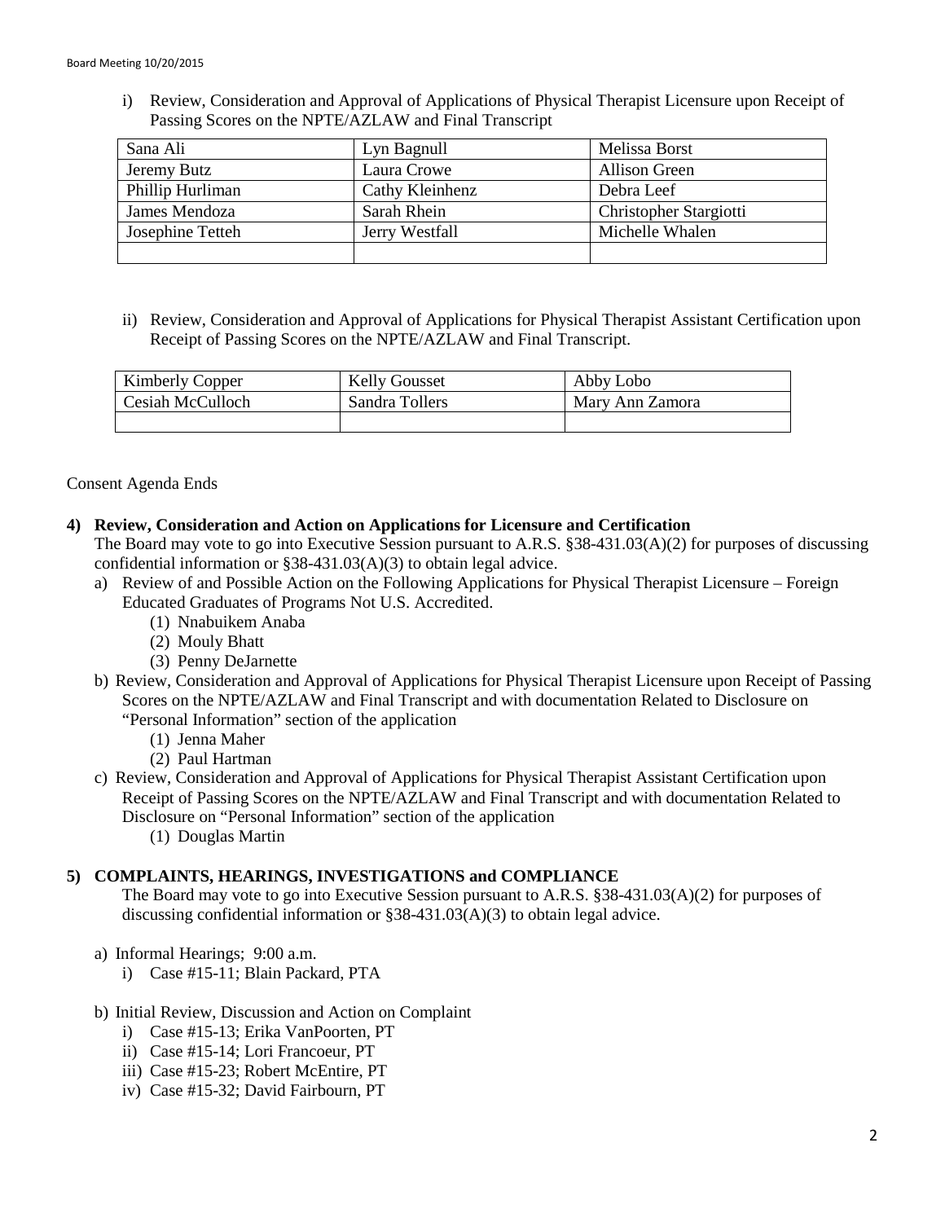i) Review, Consideration and Approval of Applications of Physical Therapist Licensure upon Receipt of Passing Scores on the NPTE/AZLAW and Final Transcript

| Sana Ali | Lyn Bagnull | Melissa Borst |
|---|---|---|
| Jeremy Butz | Laura Crowe | Allison Green |
| Phillip Hurliman | Cathy Kleinhenz | Debra Leef |
| James Mendoza | Sarah Rhein | Christopher Stargiotti |
| Josephine Tetteh | Jerry Westfall | Michelle Whalen |
| | | |

ii) Review, Consideration and Approval of Applications for Physical Therapist Assistant Certification upon Receipt of Passing Scores on the NPTE/AZLAW and Final Transcript.

| Kimberly Copper | Kelly Gousset | Abby Lobo |
|---|---|---|
| Cesiah McCulloch | Sandra Tollers | Mary Ann Zamora |
| | | |

Consent Agenda Ends

**4) Review, Consideration and Action on Applications for Licensure and Certification**

The Board may vote to go into Executive Session pursuant to A.R.S. §38-431.03(A)(2) for purposes of discussing confidential information or §38-431.03(A)(3) to obtain legal advice.

a) Review of and Possible Action on the Following Applications for Physical Therapist Licensure – Foreign Educated Graduates of Programs Not U.S. Accredited.
   (1) Nnabuikem Anaba
   (2) Mouly Bhatt
   (3) Penny DeJarnette

b) Review, Consideration and Approval of Applications for Physical Therapist Licensure upon Receipt of Passing Scores on the NPTE/AZLAW and Final Transcript and with documentation Related to Disclosure on "Personal Information" section of the application
   (1) Jenna Maher
   (2) Paul Hartman

c) Review, Consideration and Approval of Applications for Physical Therapist Assistant Certification upon Receipt of Passing Scores on the NPTE/AZLAW and Final Transcript and with documentation Related to Disclosure on "Personal Information" section of the application
   (1) Douglas Martin

**5) COMPLAINTS, HEARINGS, INVESTIGATIONS and COMPLIANCE**

The Board may vote to go into Executive Session pursuant to A.R.S. §38-431.03(A)(2) for purposes of discussing confidential information or §38-431.03(A)(3) to obtain legal advice.

a) Informal Hearings; 9:00 a.m.
   i) Case #15-11; Blain Packard, PTA

b) Initial Review, Discussion and Action on Complaint
   i) Case #15-13; Erika VanPoorten, PT
   ii) Case #15-14; Lori Francoeur, PT
   iii) Case #15-23; Robert McEntire, PT
   iv) Case #15-32; David Fairbourn, PT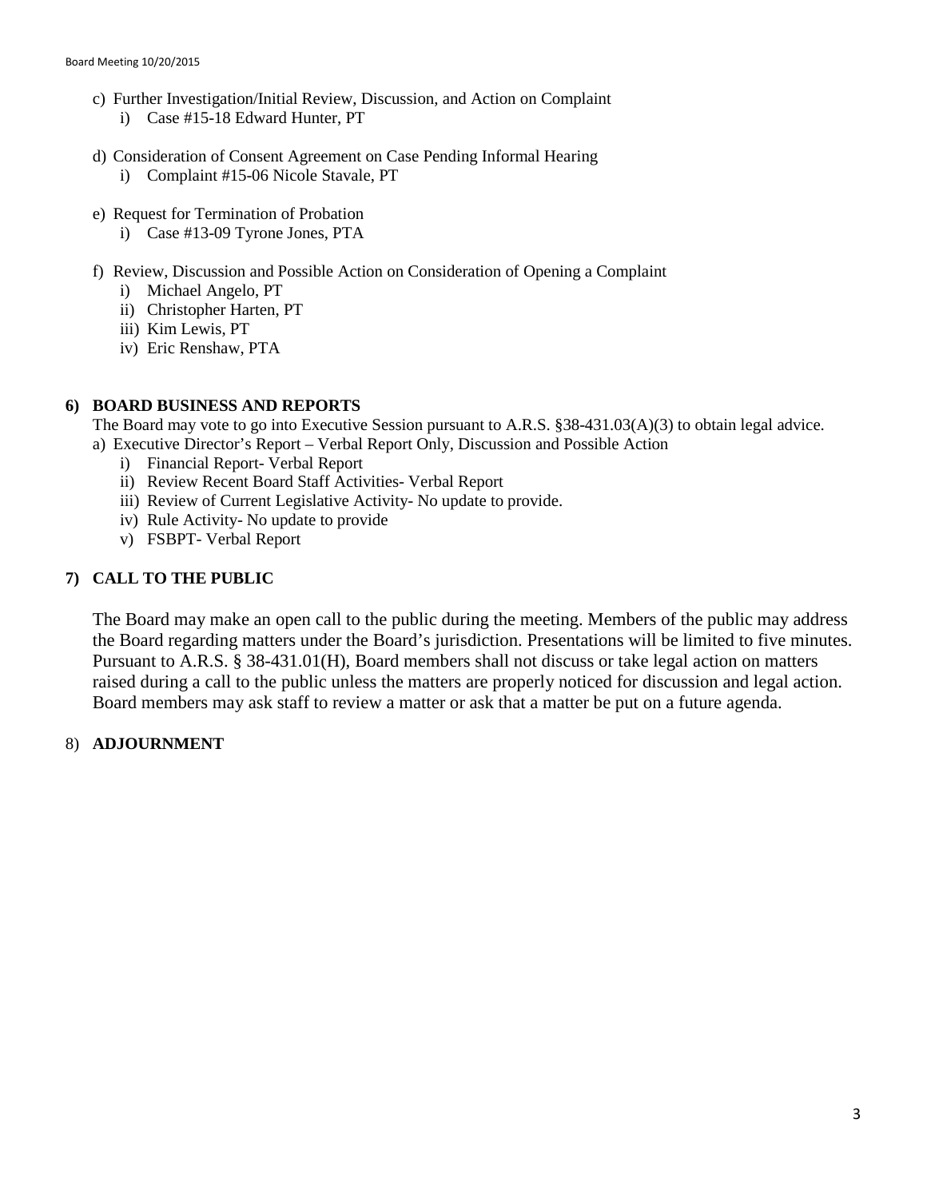c) Further Investigation/Initial Review, Discussion, and Action on Complaint
   i) Case #15-18 Edward Hunter, PT

d) Consideration of Consent Agreement on Case Pending Informal Hearing
   i) Complaint #15-06 Nicole Stavale, PT

e) Request for Termination of Probation
   i) Case #13-09 Tyrone Jones, PTA

f) Review, Discussion and Possible Action on Consideration of Opening a Complaint
   i) Michael Angelo, PT
   ii) Christopher Harten, PT
   iii) Kim Lewis, PT
   iv) Eric Renshaw, PTA

**6) BOARD BUSINESS AND REPORTS**

The Board may vote to go into Executive Session pursuant to A.R.S. §38-431.03(A)(3) to obtain legal advice.

a) Executive Director's Report – Verbal Report Only, Discussion and Possible Action
   i) Financial Report- Verbal Report
   ii) Review Recent Board Staff Activities- Verbal Report
   iii) Review of Current Legislative Activity- No update to provide.
   iv) Rule Activity- No update to provide
   v) FSBPT- Verbal Report

**7) CALL TO THE PUBLIC**

The Board may make an open call to the public during the meeting. Members of the public may address the Board regarding matters under the Board's jurisdiction. Presentations will be limited to five minutes. Pursuant to A.R.S. § 38-431.01(H), Board members shall not discuss or take legal action on matters raised during a call to the public unless the matters are properly noticed for discussion and legal action. Board members may ask staff to review a matter or ask that a matter be put on a future agenda.

8) **ADJOURNMENT**